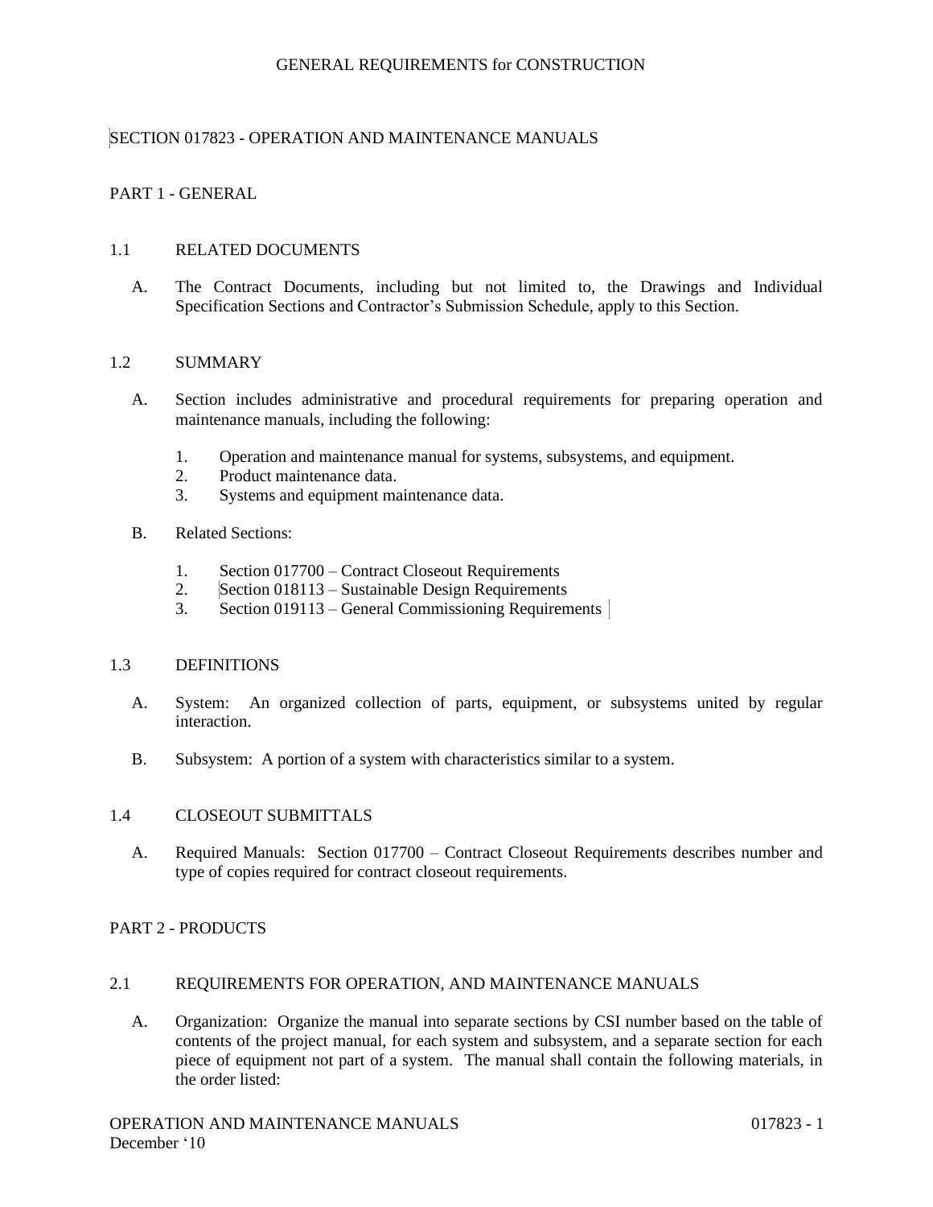# GENERAL REQUIREMENTS for CONSTRUCTION

## SECTION 017823 - OPERATION AND MAINTENANCE MANUALS

## PART 1 - GENERAL

### 1.1 RELATED DOCUMENTS

A. The Contract Documents, including but not limited to, the Drawings and Individual Specification Sections and Contractor's Submission Schedule, apply to this Section.

### 1.2 SUMMARY

A. Section includes administrative and procedural requirements for preparing operation and maintenance manuals, including the following:

1. Operation and maintenance manual for systems, subsystems, and equipment.
2. Product maintenance data.
3. Systems and equipment maintenance data.

B. Related Sections:

1. Section 017700 – Contract Closeout Requirements
2. Section 018113 – Sustainable Design Requirements
3. Section 019113 – General Commissioning Requirements

### 1.3 DEFINITIONS

A. System: An organized collection of parts, equipment, or subsystems united by regular interaction.

B. Subsystem: A portion of a system with characteristics similar to a system.

### 1.4 CLOSEOUT SUBMITTALS

A. Required Manuals: Section 017700 – Contract Closeout Requirements describes number and type of copies required for contract closeout requirements.

## PART 2 - PRODUCTS

### 2.1 REQUIREMENTS FOR OPERATION, AND MAINTENANCE MANUALS

A. Organization: Organize the manual into separate sections by CSI number based on the table of contents of the project manual, for each system and subsystem, and a separate section for each piece of equipment not part of a system. The manual shall contain the following materials, in the order listed: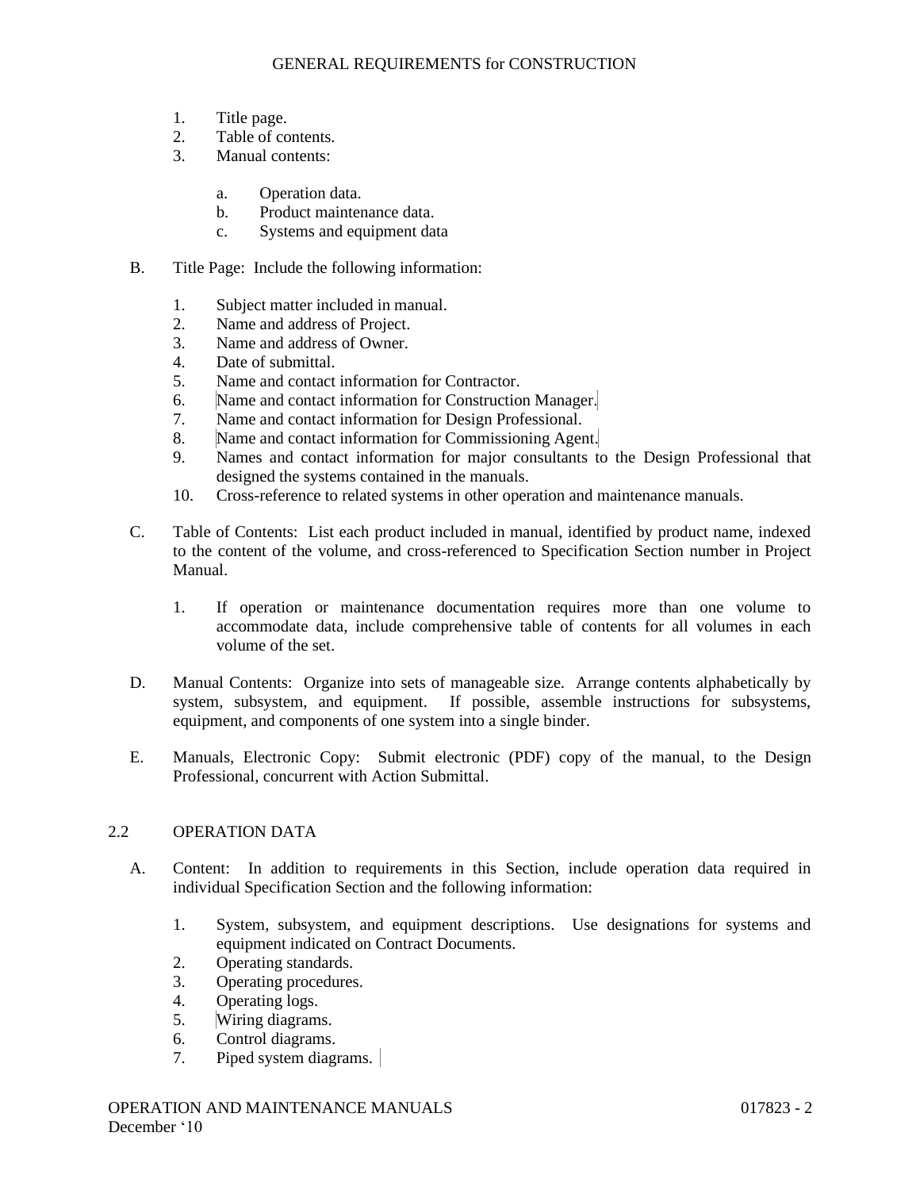1. Title page.
2. Table of contents.
3. Manual contents:

    a. Operation data.
    b. Product maintenance data.
    c. Systems and equipment data

B. Title Page: Include the following information:

1. Subject matter included in manual.
2. Name and address of Project.
3. Name and address of Owner.
4. Date of submittal.
5. Name and contact information for Contractor.
6. Name and contact information for Construction Manager.
7. Name and contact information for Design Professional.
8. Name and contact information for Commissioning Agent.
9. Names and contact information for major consultants to the Design Professional that designed the systems contained in the manuals.
10. Cross-reference to related systems in other operation and maintenance manuals.

C. Table of Contents: List each product included in manual, identified by product name, indexed to the content of the volume, and cross-referenced to Specification Section number in Project Manual.

1. If operation or maintenance documentation requires more than one volume to accommodate data, include comprehensive table of contents for all volumes in each volume of the set.

D. Manual Contents: Organize into sets of manageable size. Arrange contents alphabetically by system, subsystem, and equipment. If possible, assemble instructions for subsystems, equipment, and components of one system into a single binder.

E. Manuals, Electronic Copy: Submit electronic (PDF) copy of the manual, to the Design Professional, concurrent with Action Submittal.

## 2.2 OPERATION DATA

A. Content: In addition to requirements in this Section, include operation data required in individual Specification Section and the following information:

1. System, subsystem, and equipment descriptions. Use designations for systems and equipment indicated on Contract Documents.
2. Operating standards.
3. Operating procedures.
4. Operating logs.
5. Wiring diagrams.
6. Control diagrams.
7. Piped system diagrams.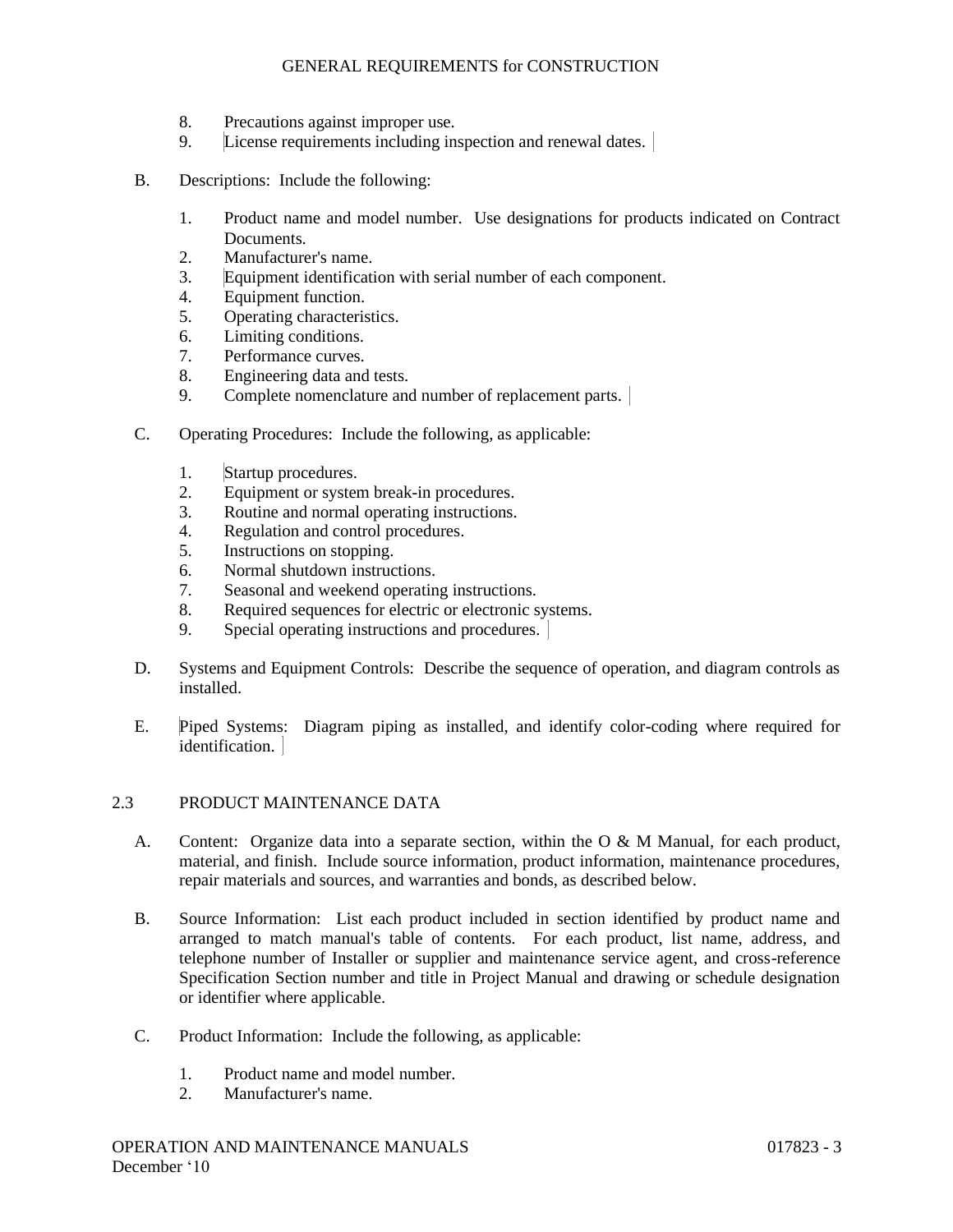8. Precautions against improper use.
9. License requirements including inspection and renewal dates.

B. Descriptions: Include the following:

1. Product name and model number. Use designations for products indicated on Contract Documents.
2. Manufacturer's name.
3. Equipment identification with serial number of each component.
4. Equipment function.
5. Operating characteristics.
6. Limiting conditions.
7. Performance curves.
8. Engineering data and tests.
9. Complete nomenclature and number of replacement parts.

C. Operating Procedures: Include the following, as applicable:

1. Startup procedures.
2. Equipment or system break-in procedures.
3. Routine and normal operating instructions.
4. Regulation and control procedures.
5. Instructions on stopping.
6. Normal shutdown instructions.
7. Seasonal and weekend operating instructions.
8. Required sequences for electric or electronic systems.
9. Special operating instructions and procedures.

D. Systems and Equipment Controls: Describe the sequence of operation, and diagram controls as installed.

E. Piped Systems: Diagram piping as installed, and identify color-coding where required for identification.

## 2.3 PRODUCT MAINTENANCE DATA

A. Content: Organize data into a separate section, within the O & M Manual, for each product, material, and finish. Include source information, product information, maintenance procedures, repair materials and sources, and warranties and bonds, as described below.

B. Source Information: List each product included in section identified by product name and arranged to match manual's table of contents. For each product, list name, address, and telephone number of Installer or supplier and maintenance service agent, and cross-reference Specification Section number and title in Project Manual and drawing or schedule designation or identifier where applicable.

C. Product Information: Include the following, as applicable:

1. Product name and model number.
2. Manufacturer's name.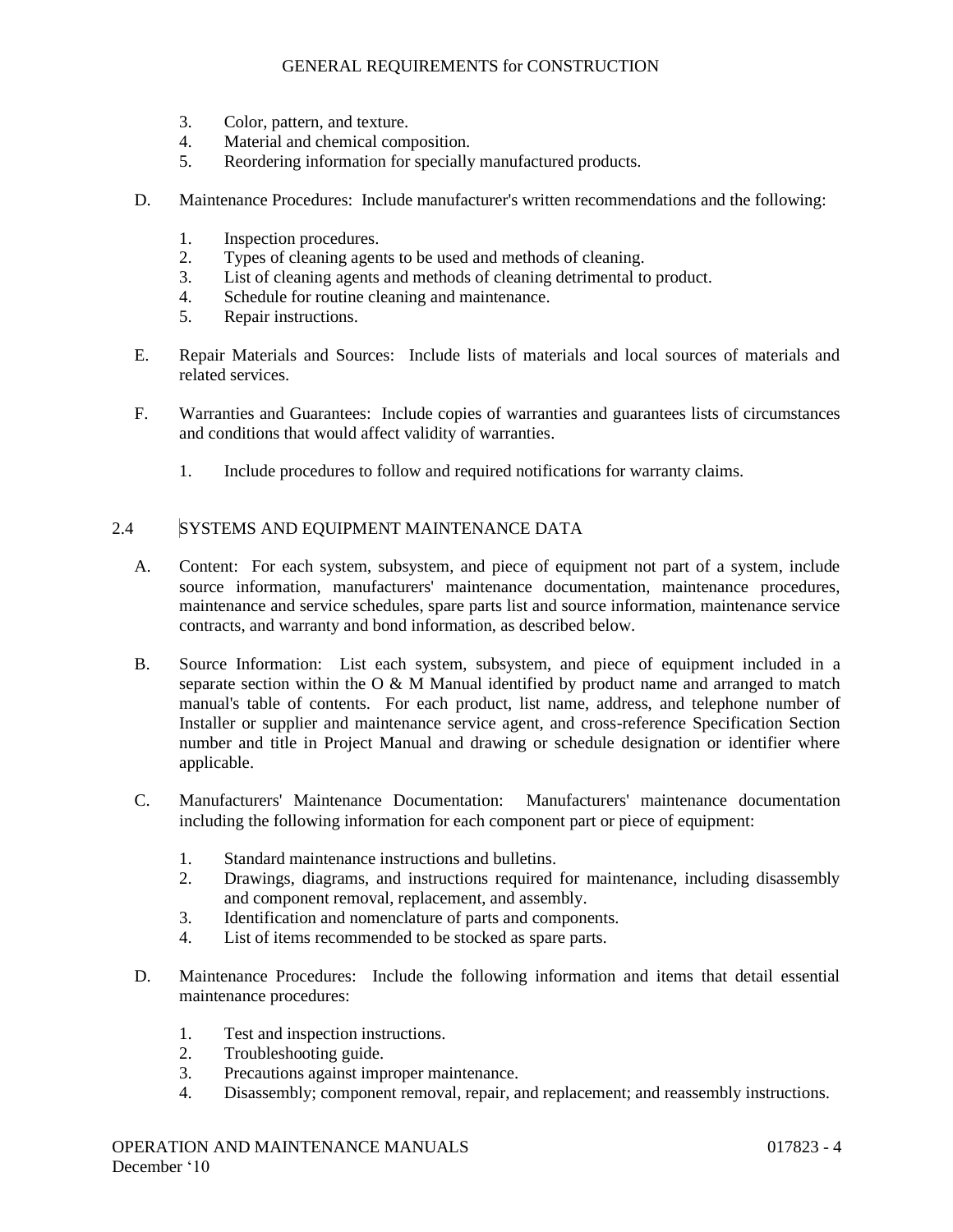3. Color, pattern, and texture.
4. Material and chemical composition.
5. Reordering information for specially manufactured products.

D. Maintenance Procedures: Include manufacturer's written recommendations and the following:

1. Inspection procedures.
2. Types of cleaning agents to be used and methods of cleaning.
3. List of cleaning agents and methods of cleaning detrimental to product.
4. Schedule for routine cleaning and maintenance.
5. Repair instructions.

E. Repair Materials and Sources: Include lists of materials and local sources of materials and related services.

F. Warranties and Guarantees: Include copies of warranties and guarantees lists of circumstances and conditions that would affect validity of warranties.

1. Include procedures to follow and required notifications for warranty claims.

## 2.4 SYSTEMS AND EQUIPMENT MAINTENANCE DATA

A. Content: For each system, subsystem, and piece of equipment not part of a system, include source information, manufacturers' maintenance documentation, maintenance procedures, maintenance and service schedules, spare parts list and source information, maintenance service contracts, and warranty and bond information, as described below.

B. Source Information: List each system, subsystem, and piece of equipment included in a separate section within the O & M Manual identified by product name and arranged to match manual's table of contents. For each product, list name, address, and telephone number of Installer or supplier and maintenance service agent, and cross-reference Specification Section number and title in Project Manual and drawing or schedule designation or identifier where applicable.

C. Manufacturers' Maintenance Documentation: Manufacturers' maintenance documentation including the following information for each component part or piece of equipment:

1. Standard maintenance instructions and bulletins.
2. Drawings, diagrams, and instructions required for maintenance, including disassembly and component removal, replacement, and assembly.
3. Identification and nomenclature of parts and components.
4. List of items recommended to be stocked as spare parts.

D. Maintenance Procedures: Include the following information and items that detail essential maintenance procedures:

1. Test and inspection instructions.
2. Troubleshooting guide.
3. Precautions against improper maintenance.
4. Disassembly; component removal, repair, and replacement; and reassembly instructions.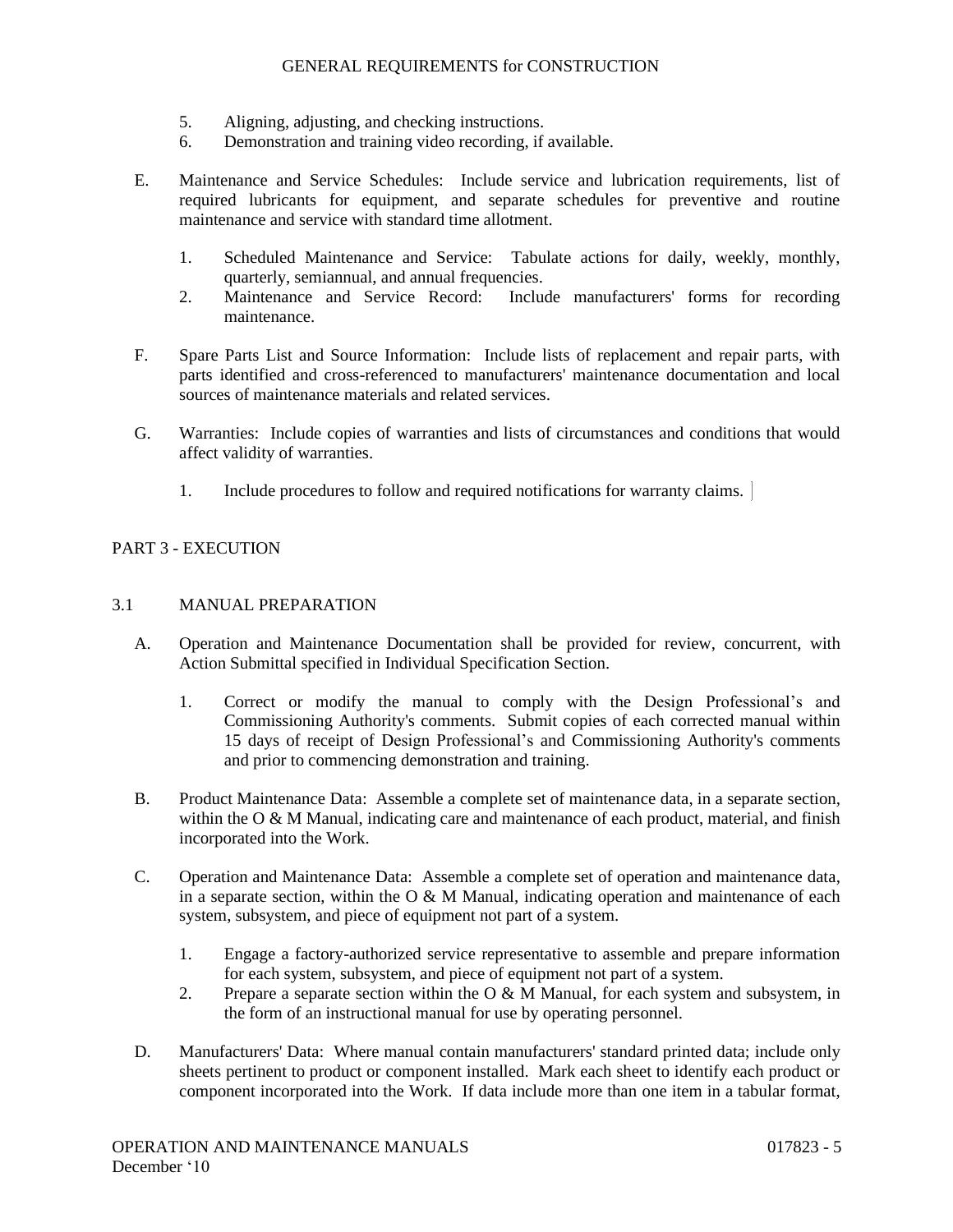5. Aligning, adjusting, and checking instructions.
6. Demonstration and training video recording, if available.

E. Maintenance and Service Schedules: Include service and lubrication requirements, list of required lubricants for equipment, and separate schedules for preventive and routine maintenance and service with standard time allotment.

   1. Scheduled Maintenance and Service: Tabulate actions for daily, weekly, monthly, quarterly, semiannual, and annual frequencies.
   2. Maintenance and Service Record: Include manufacturers' forms for recording maintenance.

F. Spare Parts List and Source Information: Include lists of replacement and repair parts, with parts identified and cross-referenced to manufacturers' maintenance documentation and local sources of maintenance materials and related services.

G. Warranties: Include copies of warranties and lists of circumstances and conditions that would affect validity of warranties.

   1. Include procedures to follow and required notifications for warranty claims.

## PART 3 - EXECUTION

### 3.1 MANUAL PREPARATION

A. Operation and Maintenance Documentation shall be provided for review, concurrent, with Action Submittal specified in Individual Specification Section.

   1. Correct or modify the manual to comply with the Design Professional's and Commissioning Authority's comments. Submit copies of each corrected manual within 15 days of receipt of Design Professional's and Commissioning Authority's comments and prior to commencing demonstration and training.

B. Product Maintenance Data: Assemble a complete set of maintenance data, in a separate section, within the O & M Manual, indicating care and maintenance of each product, material, and finish incorporated into the Work.

C. Operation and Maintenance Data: Assemble a complete set of operation and maintenance data, in a separate section, within the O & M Manual, indicating operation and maintenance of each system, subsystem, and piece of equipment not part of a system.

   1. Engage a factory-authorized service representative to assemble and prepare information for each system, subsystem, and piece of equipment not part of a system.
   2. Prepare a separate section within the O & M Manual, for each system and subsystem, in the form of an instructional manual for use by operating personnel.

D. Manufacturers' Data: Where manual contain manufacturers' standard printed data; include only sheets pertinent to product or component installed. Mark each sheet to identify each product or component incorporated into the Work. If data include more than one item in a tabular format,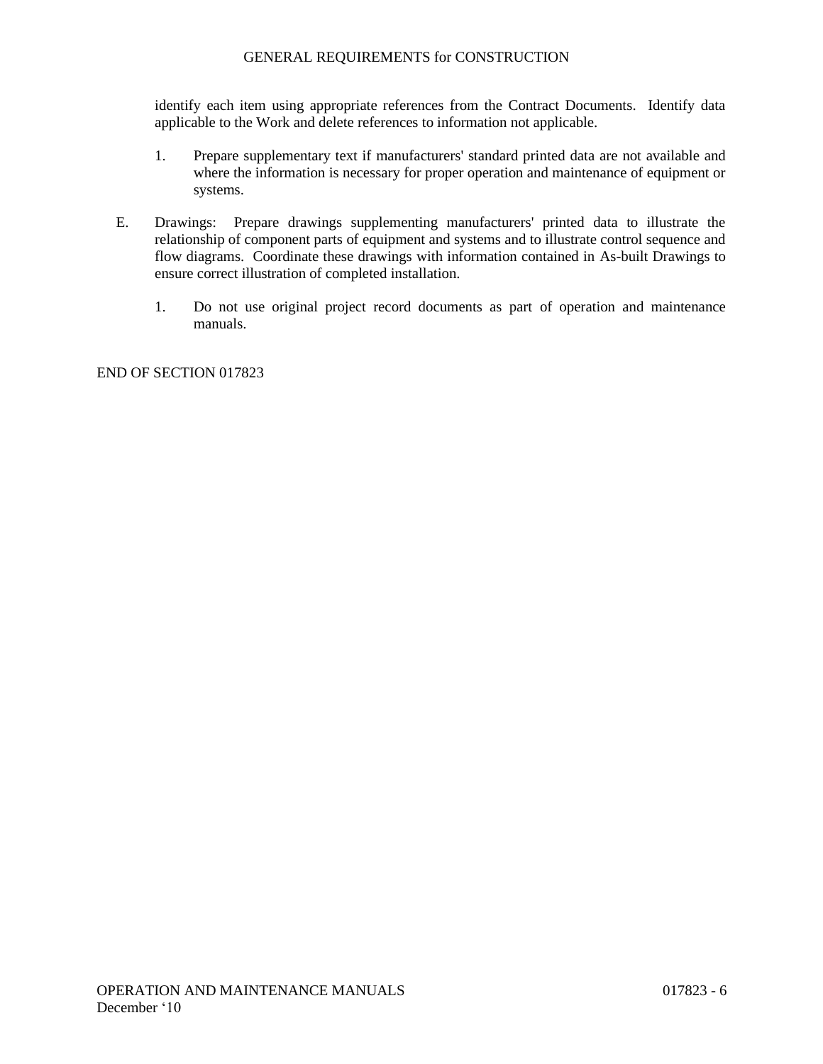identify each item using appropriate references from the Contract Documents. Identify data applicable to the Work and delete references to information not applicable.

1. Prepare supplementary text if manufacturers' standard printed data are not available and where the information is necessary for proper operation and maintenance of equipment or systems.

E. Drawings: Prepare drawings supplementing manufacturers' printed data to illustrate the relationship of component parts of equipment and systems and to illustrate control sequence and flow diagrams. Coordinate these drawings with information contained in As-built Drawings to ensure correct illustration of completed installation.

1. Do not use original project record documents as part of operation and maintenance manuals.

END OF SECTION 017823